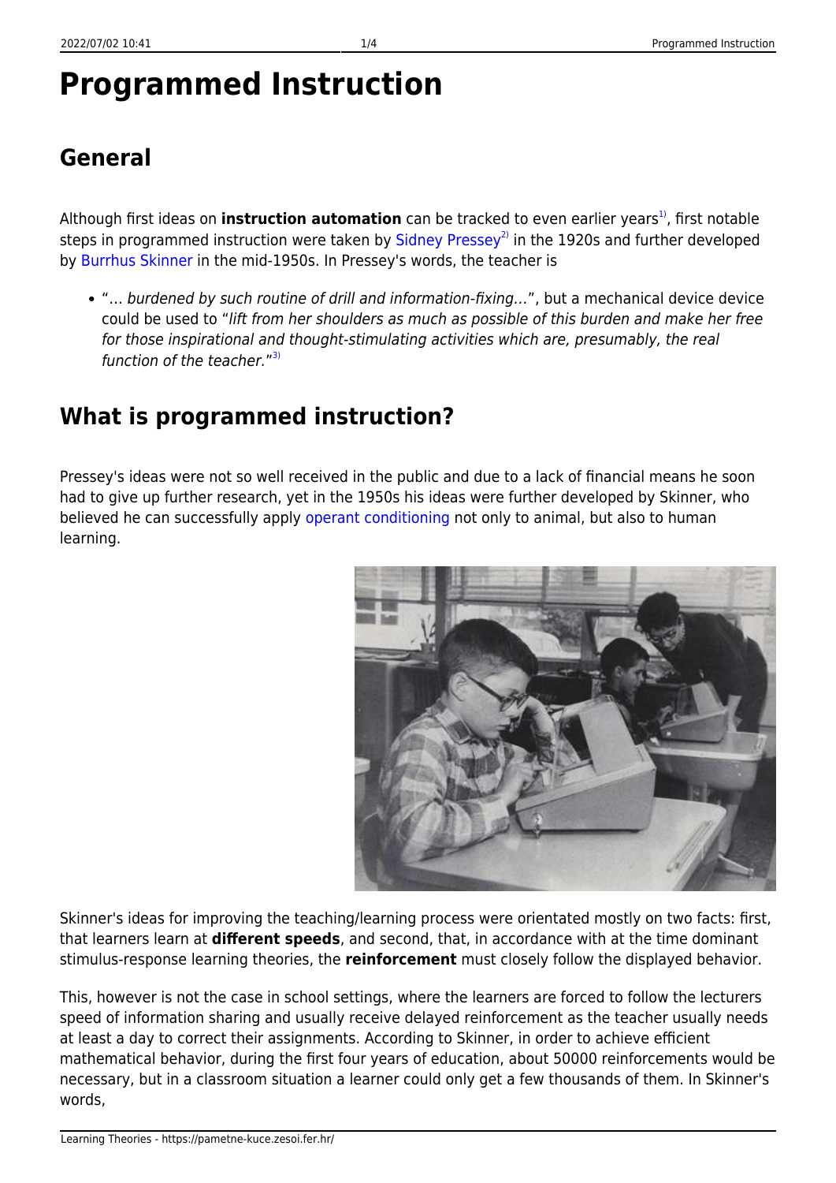# Programmed Instruction

## General

Although first ideas on **instruction automation** can be tracked to even earlier years[1], first notable steps in programmed instruction were taken by Sidney Pressey[2] in the 1920s and further developed by Burrhus Skinner in the mid-1950s. In Pressey's words, the teacher is

- "… *burdened by such routine of drill and information-fixing…*", but a mechanical device device could be used to "*lift from her shoulders as much as possible of this burden and make her free for those inspirational and thought-stimulating activities which are, presumably, the real function of the teacher.*"[3]

## What is programmed instruction?

Pressey's ideas were not so well received in the public and due to a lack of financial means he soon had to give up further research, yet in the 1950s his ideas were further developed by Skinner, who believed he can successfully apply operant conditioning not only to animal, but also to human learning.

Skinner's ideas for improving the teaching/learning process were orientated mostly on two facts: first, that learners learn at **different speeds**, and second, that, in accordance with at the time dominant stimulus-response learning theories, the **reinforcement** must closely follow the displayed behavior.

This, however is not the case in school settings, where the learners are forced to follow the lecturers speed of information sharing and usually receive delayed reinforcement as the teacher usually needs at least a day to correct their assignments. According to Skinner, in order to achieve efficient mathematical behavior, during the first four years of education, about 50000 reinforcements would be necessary, but in a classroom situation a learner could only get a few thousands of them. In Skinner's words,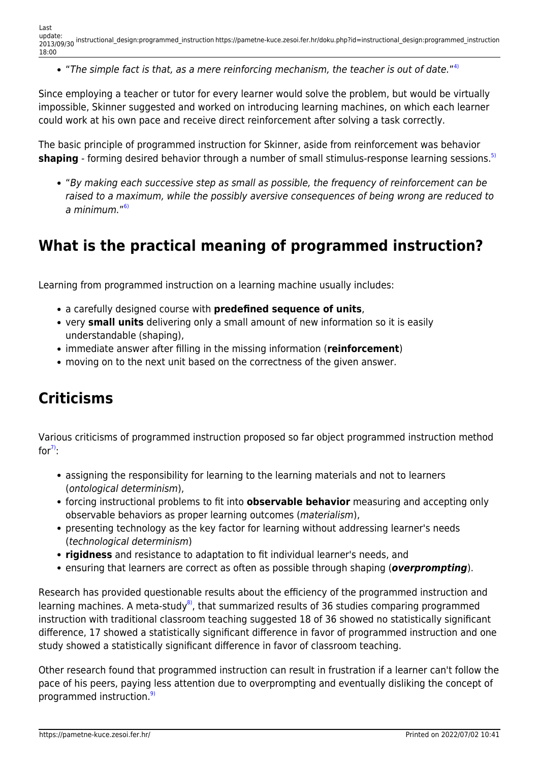- "*The simple fact is that, as a mere reinforcing mechanism, the teacher is out of date.*"[4]

Since employing a teacher or tutor for every learner would solve the problem, but would be virtually impossible, Skinner suggested and worked on introducing learning machines, on which each learner could work at his own pace and receive direct reinforcement after solving a task correctly.

The basic principle of programmed instruction for Skinner, aside from reinforcement was behavior **shaping** - forming desired behavior through a number of small stimulus-response learning sessions.[5]

- "*By making each successive step as small as possible, the frequency of reinforcement can be raised to a maximum, while the possibly aversive consequences of being wrong are reduced to a minimum.*"[6]

## What is the practical meaning of programmed instruction?

Learning from programmed instruction on a learning machine usually includes:

- a carefully designed course with **predefined sequence of units**,
- very **small units** delivering only a small amount of new information so it is easily understandable (shaping),
- immediate answer after filling in the missing information (**reinforcement**)
- moving on to the next unit based on the correctness of the given answer.

## Criticisms

Various criticisms of programmed instruction proposed so far object programmed instruction method for[7]:

- assigning the responsibility for learning to the learning materials and not to learners (*ontological determinism*),
- forcing instructional problems to fit into **observable behavior** measuring and accepting only observable behaviors as proper learning outcomes (*materialism*),
- presenting technology as the key factor for learning without addressing learner's needs (*technological determinism*)
- **rigidness** and resistance to adaptation to fit individual learner's needs, and
- ensuring that learners are correct as often as possible through shaping (***overprompting***).

Research has provided questionable results about the efficiency of the programmed instruction and learning machines. A meta-study[8], that summarized results of 36 studies comparing programmed instruction with traditional classroom teaching suggested 18 of 36 showed no statistically significant difference, 17 showed a statistically significant difference in favor of programmed instruction and one study showed a statistically significant difference in favor of classroom teaching.

Other research found that programmed instruction can result in frustration if a learner can't follow the pace of his peers, paying less attention due to overprompting and eventually disliking the concept of programmed instruction.[9]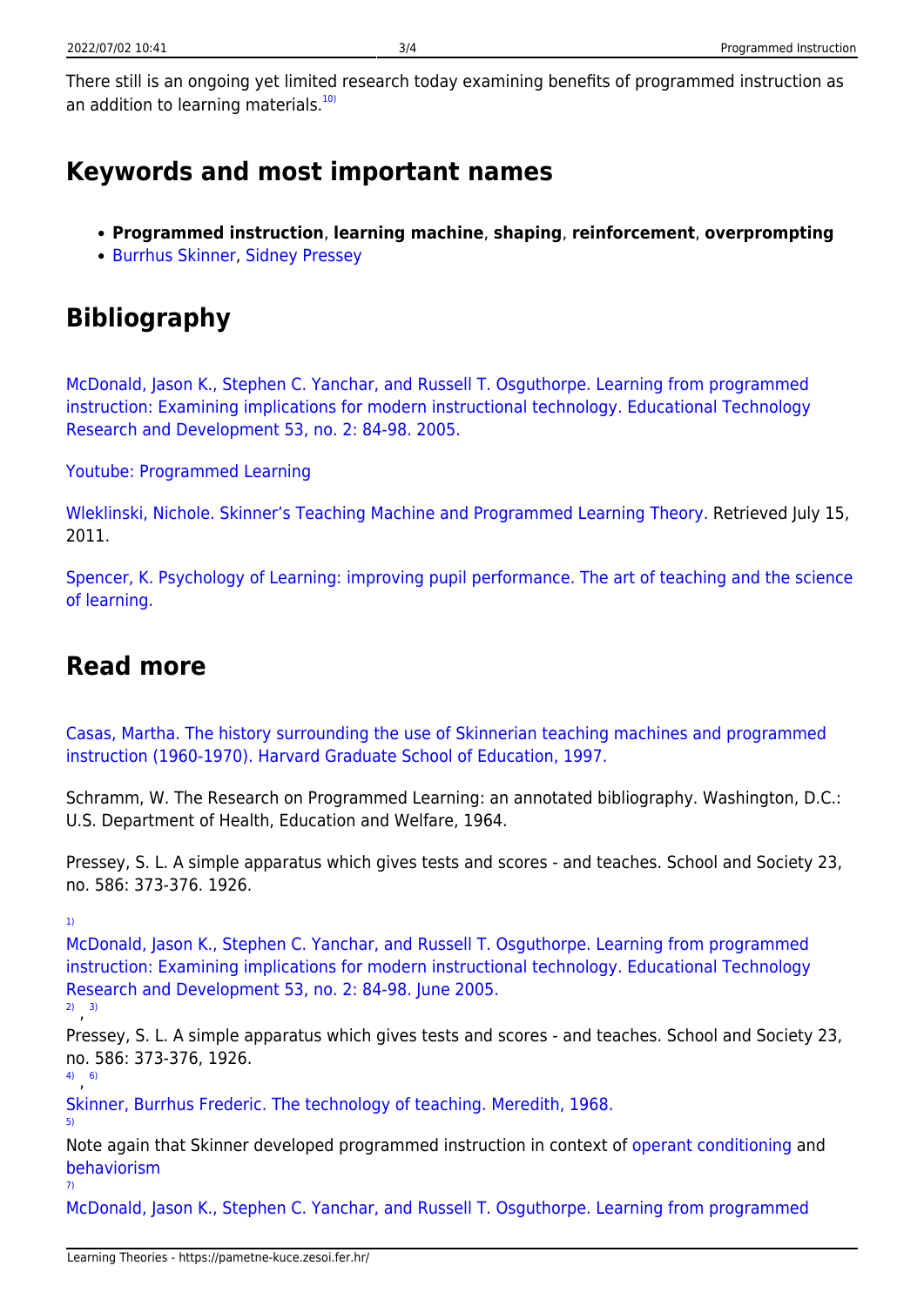There still is an ongoing yet limited research today examining benefits of programmed instruction as an addition to learning materials.[10)]

## Keywords and most important names

- **Programmed instruction**, **learning machine**, **shaping**, **reinforcement**, **overprompting**
- Burrhus Skinner, Sidney Pressey

## Bibliography

McDonald, Jason K., Stephen C. Yanchar, and Russell T. Osguthorpe. Learning from programmed instruction: Examining implications for modern instructional technology. Educational Technology Research and Development 53, no. 2: 84-98. 2005.

Youtube: Programmed Learning

Wleklinski, Nichole. Skinner's Teaching Machine and Programmed Learning Theory. Retrieved July 15, 2011.

Spencer, K. Psychology of Learning: improving pupil performance. The art of teaching and the science of learning.

## Read more

Casas, Martha. The history surrounding the use of Skinnerian teaching machines and programmed instruction (1960-1970). Harvard Graduate School of Education, 1997.

Schramm, W. The Research on Programmed Learning: an annotated bibliography. Washington, D.C.: U.S. Department of Health, Education and Welfare, 1964.

Pressey, S. L. A simple apparatus which gives tests and scores - and teaches. School and Society 23, no. 586: 373-376. 1926.

[1)]
McDonald, Jason K., Stephen C. Yanchar, and Russell T. Osguthorpe. Learning from programmed instruction: Examining implications for modern instructional technology. Educational Technology Research and Development 53, no. 2: 84-98. June 2005.

[2)], [3)]
Pressey, S. L. A simple apparatus which gives tests and scores - and teaches. School and Society 23, no. 586: 373-376, 1926.

[4)], [6)]
Skinner, Burrhus Frederic. The technology of teaching. Meredith, 1968.

[5)]
Note again that Skinner developed programmed instruction in context of operant conditioning and behaviorism

[7)]
McDonald, Jason K., Stephen C. Yanchar, and Russell T. Osguthorpe. Learning from programmed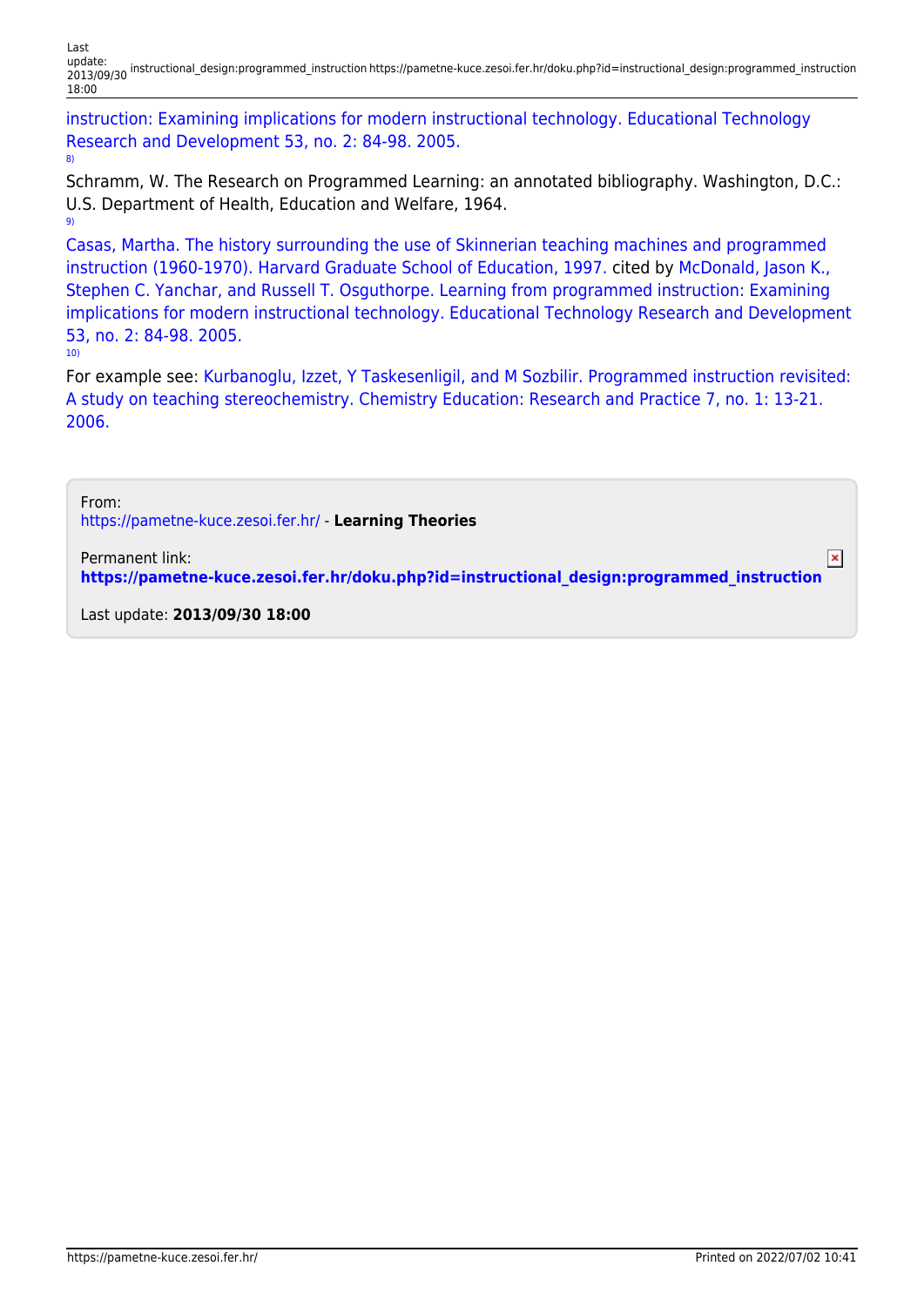instruction: Examining implications for modern instructional technology. Educational Technology Research and Development 53, no. 2: 84-98. 2005.

8)

Schramm, W. The Research on Programmed Learning: an annotated bibliography. Washington, D.C.: U.S. Department of Health, Education and Welfare, 1964.

9)

Casas, Martha. The history surrounding the use of Skinnerian teaching machines and programmed instruction (1960-1970). Harvard Graduate School of Education, 1997. cited by McDonald, Jason K., Stephen C. Yanchar, and Russell T. Osguthorpe. Learning from programmed instruction: Examining implications for modern instructional technology. Educational Technology Research and Development 53, no. 2: 84-98. 2005.

10)

For example see: Kurbanoglu, Izzet, Y Taskesenligil, and M Sozbilir. Programmed instruction revisited: A study on teaching stereochemistry. Chemistry Education: Research and Practice 7, no. 1: 13-21. 2006.

From:
https://pametne-kuce.zesoi.fer.hr/ - **Learning Theories**

Permanent link:
**https://pametne-kuce.zesoi.fer.hr/doku.php?id=instructional_design:programmed_instruction**

Last update: **2013/09/30 18:00**